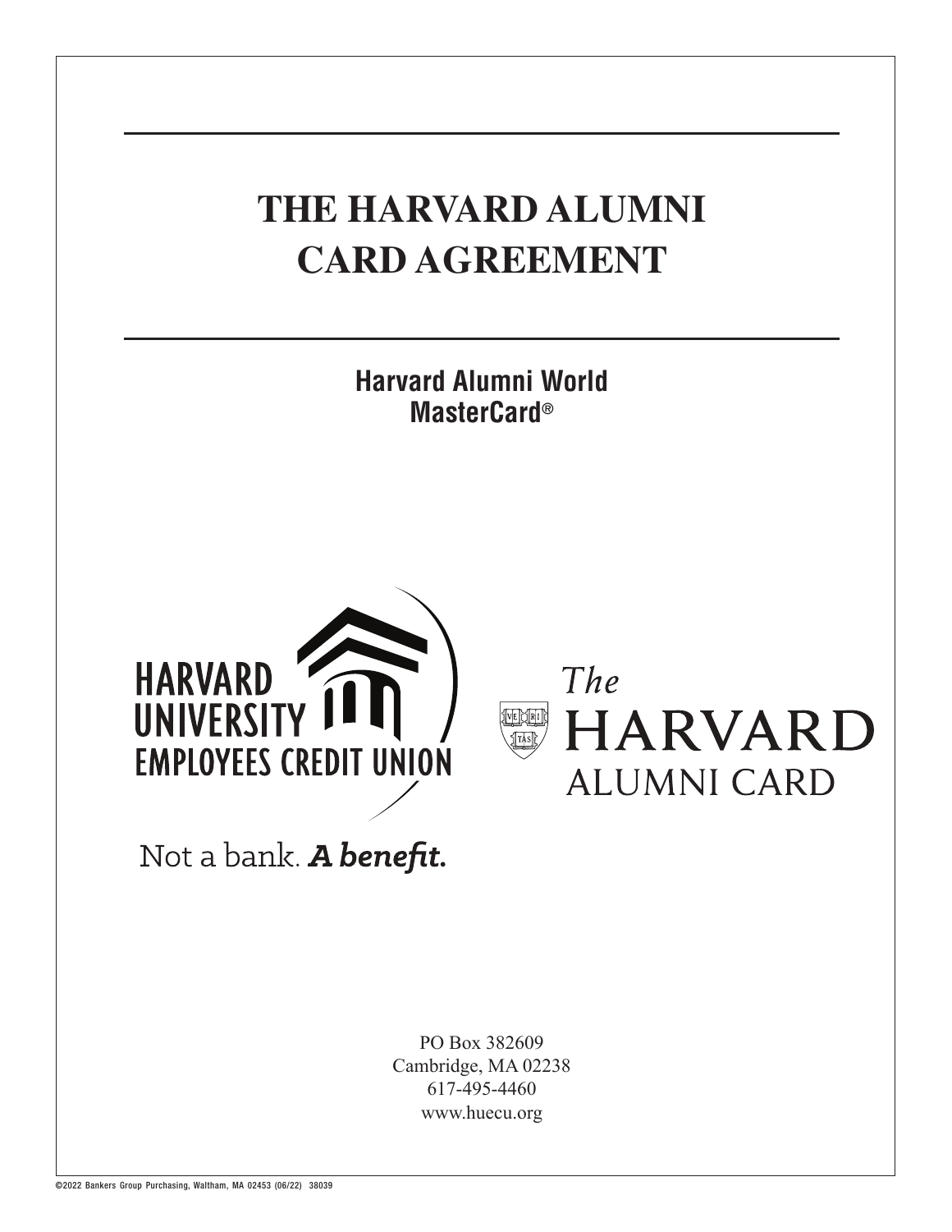# THE HARVARD ALUMNI CARD AGREEMENT

**Harvard Alumni World MasterCard®**

HARVARD UNIVERSITY EMPLOYEES CREDIT UNION

Not a bank. ***A benefit.***

The HARVARD ALUMNI CARD

PO Box 382609
Cambridge, MA 02238
617-495-4460
www.huecu.org

©2022 Bankers Group Purchasing, Waltham, MA 02453 (06/22) 38039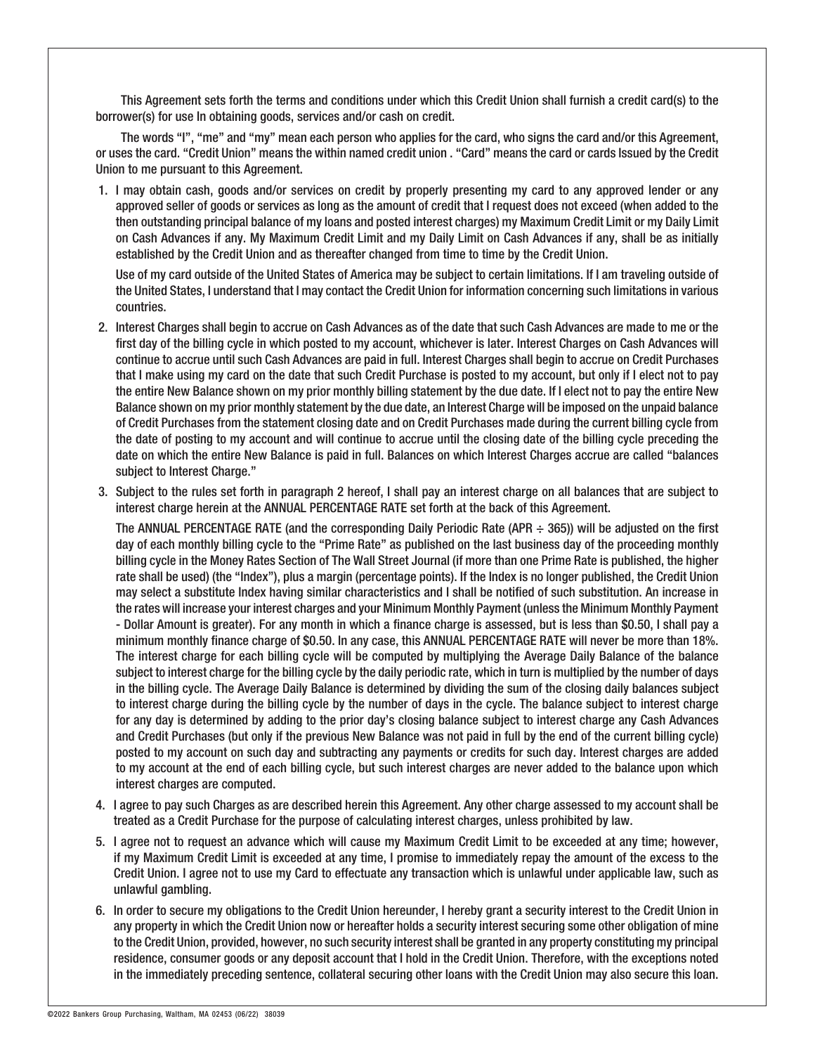This Agreement sets forth the terms and conditions under which this Credit Union shall furnish a credit card(s) to the borrower(s) for use In obtaining goods, services and/or cash on credit.

The words "I", "me" and "my" mean each person who applies for the card, who signs the card and/or this Agreement, or uses the card. "Credit Union" means the within named credit union . "Card" means the card or cards Issued by the Credit Union to me pursuant to this Agreement.

1. I may obtain cash, goods and/or services on credit by properly presenting my card to any approved lender or any approved seller of goods or services as long as the amount of credit that I request does not exceed (when added to the then outstanding principal balance of my loans and posted interest charges) my Maximum Credit Limit or my Daily Limit on Cash Advances if any. My Maximum Credit Limit and my Daily Limit on Cash Advances if any, shall be as initially established by the Credit Union and as thereafter changed from time to time by the Credit Union.

   Use of my card outside of the United States of America may be subject to certain limitations. If I am traveling outside of the United States, I understand that I may contact the Credit Union for information concerning such limitations in various countries.

2. Interest Charges shall begin to accrue on Cash Advances as of the date that such Cash Advances are made to me or the first day of the billing cycle in which posted to my account, whichever is later. Interest Charges on Cash Advances will continue to accrue until such Cash Advances are paid in full. Interest Charges shall begin to accrue on Credit Purchases that I make using my card on the date that such Credit Purchase is posted to my account, but only if I elect not to pay the entire New Balance shown on my prior monthly billing statement by the due date. If I elect not to pay the entire New Balance shown on my prior monthly statement by the due date, an Interest Charge will be imposed on the unpaid balance of Credit Purchases from the statement closing date and on Credit Purchases made during the current billing cycle from the date of posting to my account and will continue to accrue until the closing date of the billing cycle preceding the date on which the entire New Balance is paid in full. Balances on which Interest Charges accrue are called "balances subject to Interest Charge."

3. Subject to the rules set forth in paragraph 2 hereof, I shall pay an interest charge on all balances that are subject to interest charge herein at the ANNUAL PERCENTAGE RATE set forth at the back of this Agreement.

   The ANNUAL PERCENTAGE RATE (and the corresponding Daily Periodic Rate (APR ÷ 365)) will be adjusted on the first day of each monthly billing cycle to the "Prime Rate" as published on the last business day of the proceeding monthly billing cycle in the Money Rates Section of The Wall Street Journal (if more than one Prime Rate is published, the higher rate shall be used) (the "Index"), plus a margin (percentage points). If the Index is no longer published, the Credit Union may select a substitute Index having similar characteristics and I shall be notified of such substitution. An increase in the rates will increase your interest charges and your Minimum Monthly Payment (unless the Minimum Monthly Payment - Dollar Amount is greater). For any month in which a finance charge is assessed, but is less than $0.50, I shall pay a minimum monthly finance charge of $0.50. In any case, this ANNUAL PERCENTAGE RATE will never be more than 18%. The interest charge for each billing cycle will be computed by multiplying the Average Daily Balance of the balance subject to interest charge for the billing cycle by the daily periodic rate, which in turn is multiplied by the number of days in the billing cycle. The Average Daily Balance is determined by dividing the sum of the closing daily balances subject to interest charge during the billing cycle by the number of days in the cycle. The balance subject to interest charge for any day is determined by adding to the prior day's closing balance subject to interest charge any Cash Advances and Credit Purchases (but only if the previous New Balance was not paid in full by the end of the current billing cycle) posted to my account on such day and subtracting any payments or credits for such day. Interest charges are added to my account at the end of each billing cycle, but such interest charges are never added to the balance upon which interest charges are computed.

4. I agree to pay such Charges as are described herein this Agreement. Any other charge assessed to my account shall be treated as a Credit Purchase for the purpose of calculating interest charges, unless prohibited by law.

5. I agree not to request an advance which will cause my Maximum Credit Limit to be exceeded at any time; however, if my Maximum Credit Limit is exceeded at any time, I promise to immediately repay the amount of the excess to the Credit Union. I agree not to use my Card to effectuate any transaction which is unlawful under applicable law, such as unlawful gambling.

6. In order to secure my obligations to the Credit Union hereunder, I hereby grant a security interest to the Credit Union in any property in which the Credit Union now or hereafter holds a security interest securing some other obligation of mine to the Credit Union, provided, however, no such security interest shall be granted in any property constituting my principal residence, consumer goods or any deposit account that I hold in the Credit Union. Therefore, with the exceptions noted in the immediately preceding sentence, collateral securing other loans with the Credit Union may also secure this loan.

©2022 Bankers Group Purchasing, Waltham, MA 02453 (06/22) 38039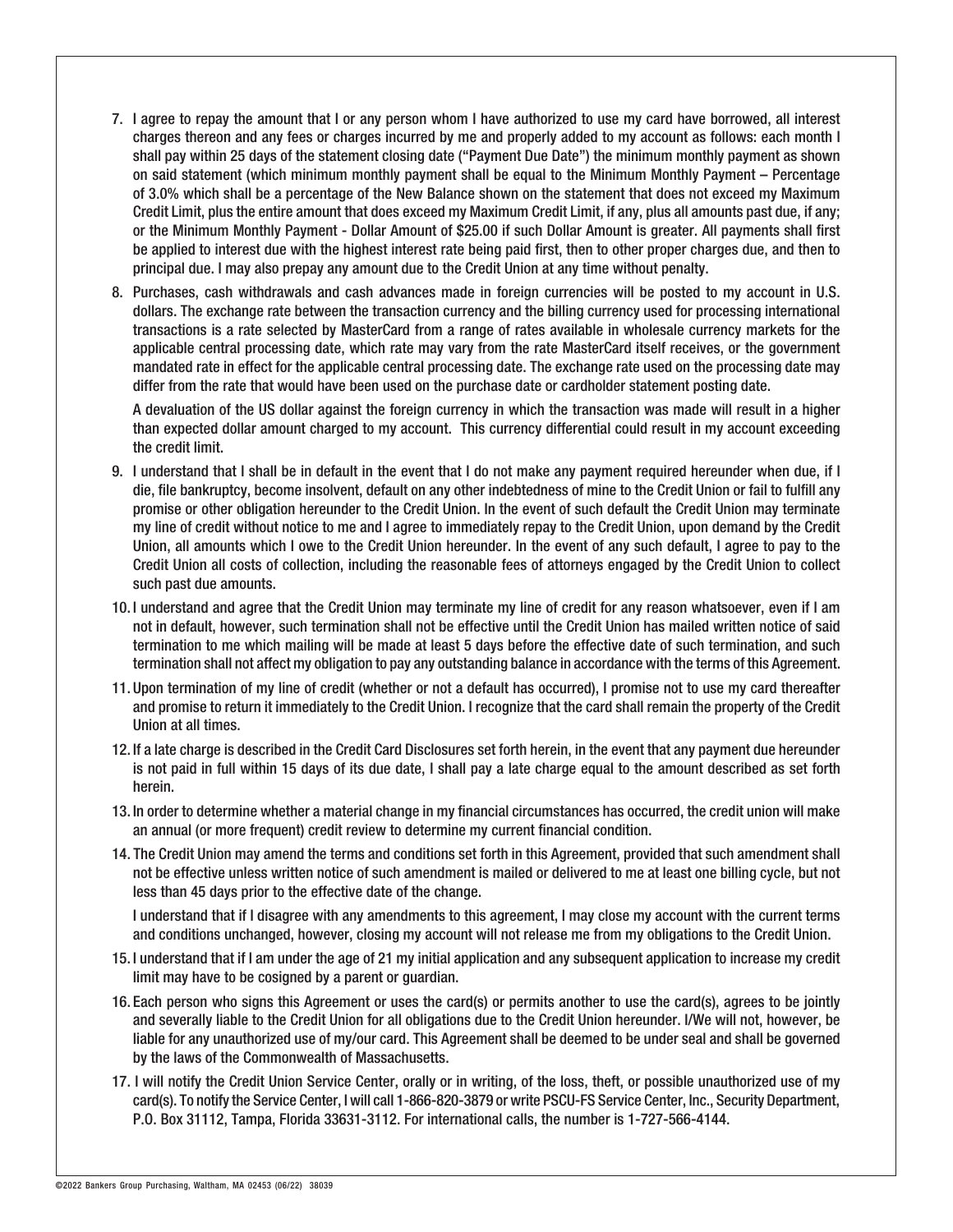7. I agree to repay the amount that I or any person whom I have authorized to use my card have borrowed, all interest charges thereon and any fees or charges incurred by me and properly added to my account as follows: each month I shall pay within 25 days of the statement closing date ("Payment Due Date") the minimum monthly payment as shown on said statement (which minimum monthly payment shall be equal to the Minimum Monthly Payment – Percentage of 3.0% which shall be a percentage of the New Balance shown on the statement that does not exceed my Maximum Credit Limit, plus the entire amount that does exceed my Maximum Credit Limit, if any, plus all amounts past due, if any; or the Minimum Monthly Payment - Dollar Amount of $25.00 if such Dollar Amount is greater. All payments shall first be applied to interest due with the highest interest rate being paid first, then to other proper charges due, and then to principal due. I may also prepay any amount due to the Credit Union at any time without penalty.

8. Purchases, cash withdrawals and cash advances made in foreign currencies will be posted to my account in U.S. dollars. The exchange rate between the transaction currency and the billing currency used for processing international transactions is a rate selected by MasterCard from a range of rates available in wholesale currency markets for the applicable central processing date, which rate may vary from the rate MasterCard itself receives, or the government mandated rate in effect for the applicable central processing date. The exchange rate used on the processing date may differ from the rate that would have been used on the purchase date or cardholder statement posting date.

   A devaluation of the US dollar against the foreign currency in which the transaction was made will result in a higher than expected dollar amount charged to my account. This currency differential could result in my account exceeding the credit limit.

9. I understand that I shall be in default in the event that I do not make any payment required hereunder when due, if I die, file bankruptcy, become insolvent, default on any other indebtedness of mine to the Credit Union or fail to fulfill any promise or other obligation hereunder to the Credit Union. In the event of such default the Credit Union may terminate my line of credit without notice to me and I agree to immediately repay to the Credit Union, upon demand by the Credit Union, all amounts which I owe to the Credit Union hereunder. In the event of any such default, I agree to pay to the Credit Union all costs of collection, including the reasonable fees of attorneys engaged by the Credit Union to collect such past due amounts.

10. I understand and agree that the Credit Union may terminate my line of credit for any reason whatsoever, even if I am not in default, however, such termination shall not be effective until the Credit Union has mailed written notice of said termination to me which mailing will be made at least 5 days before the effective date of such termination, and such termination shall not affect my obligation to pay any outstanding balance in accordance with the terms of this Agreement.

11. Upon termination of my line of credit (whether or not a default has occurred), I promise not to use my card thereafter and promise to return it immediately to the Credit Union. I recognize that the card shall remain the property of the Credit Union at all times.

12. If a late charge is described in the Credit Card Disclosures set forth herein, in the event that any payment due hereunder is not paid in full within 15 days of its due date, I shall pay a late charge equal to the amount described as set forth herein.

13. In order to determine whether a material change in my financial circumstances has occurred, the credit union will make an annual (or more frequent) credit review to determine my current financial condition.

14. The Credit Union may amend the terms and conditions set forth in this Agreement, provided that such amendment shall not be effective unless written notice of such amendment is mailed or delivered to me at least one billing cycle, but not less than 45 days prior to the effective date of the change.

    I understand that if I disagree with any amendments to this agreement, I may close my account with the current terms and conditions unchanged, however, closing my account will not release me from my obligations to the Credit Union.

15. I understand that if I am under the age of 21 my initial application and any subsequent application to increase my credit limit may have to be cosigned by a parent or guardian.

16. Each person who signs this Agreement or uses the card(s) or permits another to use the card(s), agrees to be jointly and severally liable to the Credit Union for all obligations due to the Credit Union hereunder. I/We will not, however, be liable for any unauthorized use of my/our card. This Agreement shall be deemed to be under seal and shall be governed by the laws of the Commonwealth of Massachusetts.

17. I will notify the Credit Union Service Center, orally or in writing, of the loss, theft, or possible unauthorized use of my card(s). To notify the Service Center, I will call 1-866-820-3879 or write PSCU-FS Service Center, Inc., Security Department, P.O. Box 31112, Tampa, Florida 33631-3112. For international calls, the number is 1-727-566-4144.

©2022 Bankers Group Purchasing, Waltham, MA 02453 (06/22) 38039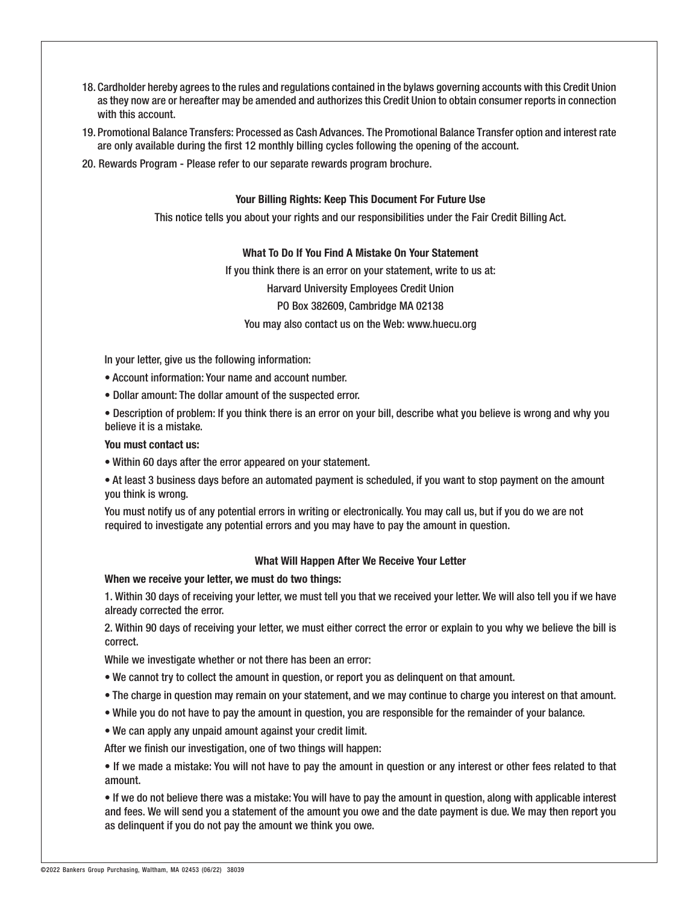18. Cardholder hereby agrees to the rules and regulations contained in the bylaws governing accounts with this Credit Union as they now are or hereafter may be amended and authorizes this Credit Union to obtain consumer reports in connection with this account.
19. Promotional Balance Transfers: Processed as Cash Advances. The Promotional Balance Transfer option and interest rate are only available during the first 12 monthly billing cycles following the opening of the account.
20. Rewards Program - Please refer to our separate rewards program brochure.

**Your Billing Rights: Keep This Document For Future Use**

This notice tells you about your rights and our responsibilities under the Fair Credit Billing Act.

**What To Do If You Find A Mistake On Your Statement**

If you think there is an error on your statement, write to us at:

Harvard University Employees Credit Union

PO Box 382609, Cambridge MA 02138

You may also contact us on the Web: www.huecu.org

In your letter, give us the following information:

- Account information: Your name and account number.
- Dollar amount: The dollar amount of the suspected error.
- Description of problem: If you think there is an error on your bill, describe what you believe is wrong and why you believe it is a mistake.

**You must contact us:**

- Within 60 days after the error appeared on your statement.
- At least 3 business days before an automated payment is scheduled, if you want to stop payment on the amount you think is wrong.

You must notify us of any potential errors in writing or electronically. You may call us, but if you do we are not required to investigate any potential errors and you may have to pay the amount in question.

**What Will Happen After We Receive Your Letter**

**When we receive your letter, we must do two things:**

1. Within 30 days of receiving your letter, we must tell you that we received your letter. We will also tell you if we have already corrected the error.
2. Within 90 days of receiving your letter, we must either correct the error or explain to you why we believe the bill is correct.

While we investigate whether or not there has been an error:

- We cannot try to collect the amount in question, or report you as delinquent on that amount.
- The charge in question may remain on your statement, and we may continue to charge you interest on that amount.
- While you do not have to pay the amount in question, you are responsible for the remainder of your balance.
- We can apply any unpaid amount against your credit limit.

After we finish our investigation, one of two things will happen:

- If we made a mistake: You will not have to pay the amount in question or any interest or other fees related to that amount.
- If we do not believe there was a mistake: You will have to pay the amount in question, along with applicable interest and fees. We will send you a statement of the amount you owe and the date payment is due. We may then report you as delinquent if you do not pay the amount we think you owe.

©2022 Bankers Group Purchasing, Waltham, MA 02453 (06/22) 38039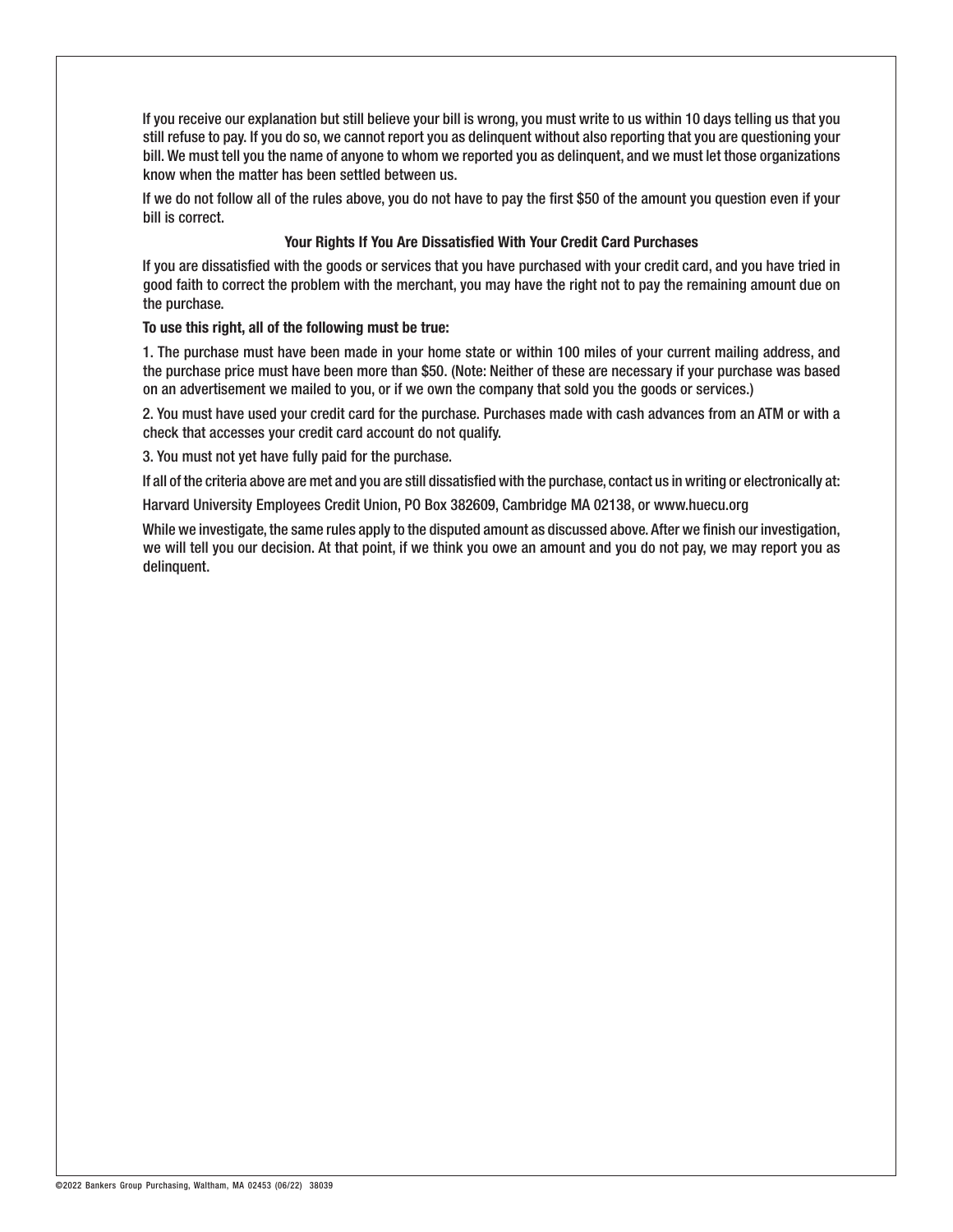If you receive our explanation but still believe your bill is wrong, you must write to us within 10 days telling us that you still refuse to pay. If you do so, we cannot report you as delinquent without also reporting that you are questioning your bill. We must tell you the name of anyone to whom we reported you as delinquent, and we must let those organizations know when the matter has been settled between us.

If we do not follow all of the rules above, you do not have to pay the first $50 of the amount you question even if your bill is correct.

**Your Rights If You Are Dissatisfied With Your Credit Card Purchases**

If you are dissatisfied with the goods or services that you have purchased with your credit card, and you have tried in good faith to correct the problem with the merchant, you may have the right not to pay the remaining amount due on the purchase.

**To use this right, all of the following must be true:**

1. The purchase must have been made in your home state or within 100 miles of your current mailing address, and the purchase price must have been more than $50. (Note: Neither of these are necessary if your purchase was based on an advertisement we mailed to you, or if we own the company that sold you the goods or services.)

2. You must have used your credit card for the purchase. Purchases made with cash advances from an ATM or with a check that accesses your credit card account do not qualify.

3. You must not yet have fully paid for the purchase.

If all of the criteria above are met and you are still dissatisfied with the purchase, contact us in writing or electronically at:

Harvard University Employees Credit Union, PO Box 382609, Cambridge MA 02138, or www.huecu.org

While we investigate, the same rules apply to the disputed amount as discussed above. After we finish our investigation, we will tell you our decision. At that point, if we think you owe an amount and you do not pay, we may report you as delinquent.

©2022 Bankers Group Purchasing, Waltham, MA 02453 (06/22) 38039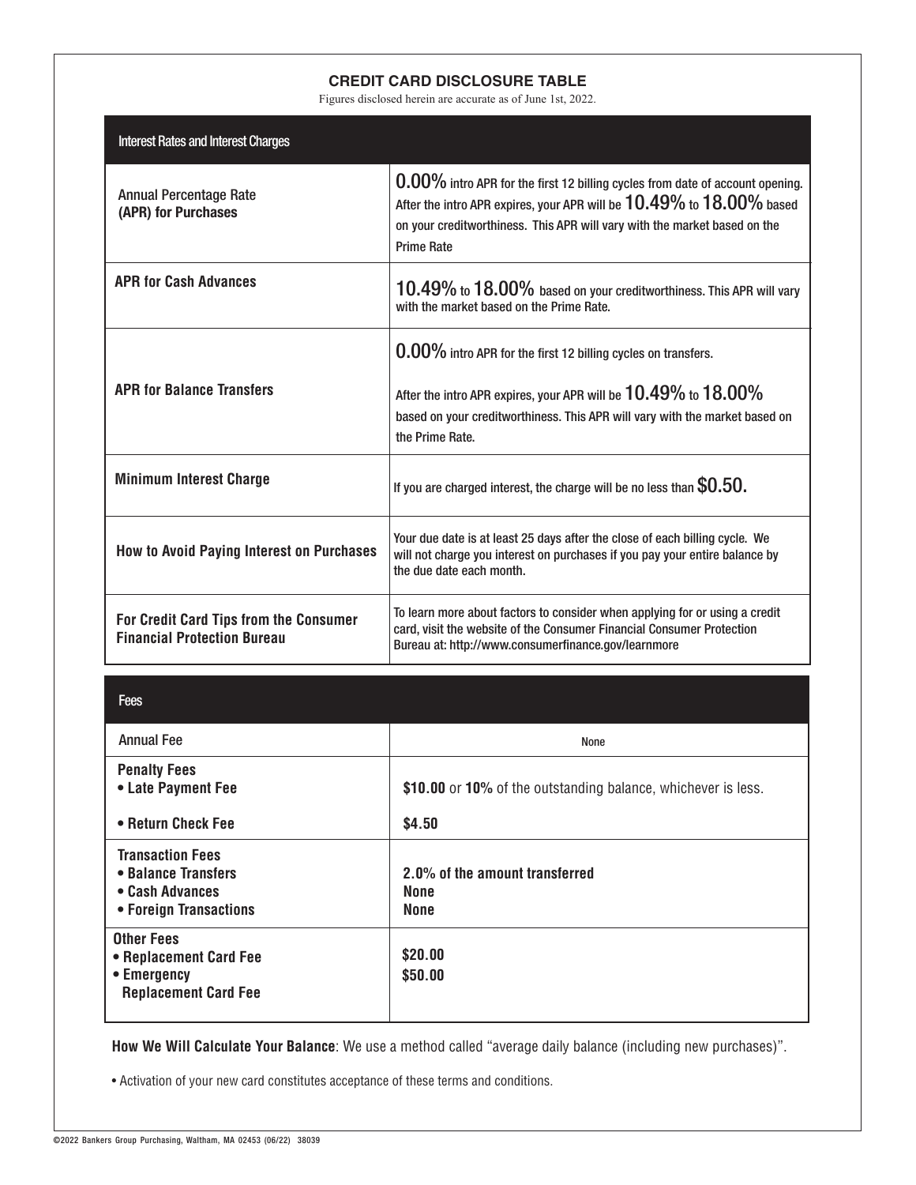## CREDIT CARD DISCLOSURE TABLE

Figures disclosed herein are accurate as of June 1st, 2022.

| Interest Rates and Interest Charges | |
|---|---|
| Annual Percentage Rate **(APR) for Purchases** | **0.00%** intro APR for the first 12 billing cycles from date of account opening. After the intro APR expires, your APR will be **10.49%** to **18.00%** based on your creditworthiness. This APR will vary with the market based on the Prime Rate |
| **APR for Cash Advances** | **10.49%** to **18.00%** based on your creditworthiness. This APR will vary with the market based on the Prime Rate. |
| **APR for Balance Transfers** | **0.00%** intro APR for the first 12 billing cycles on transfers. After the intro APR expires, your APR will be **10.49%** to **18.00%** based on your creditworthiness. This APR will vary with the market based on the Prime Rate. |
| **Minimum Interest Charge** | If you are charged interest, the charge will be no less than **$0.50.** |
| **How to Avoid Paying Interest on Purchases** | Your due date is at least 25 days after the close of each billing cycle. We will not charge you interest on purchases if you pay your entire balance by the due date each month. |
| **For Credit Card Tips from the Consumer Financial Protection Bureau** | To learn more about factors to consider when applying for or using a credit card, visit the website of the Consumer Financial Consumer Protection Bureau at: http://www.consumerfinance.gov/learnmore |

| Fees | |
|---|---|
| Annual Fee | None |
| **Penalty Fees**<br>**• Late Payment Fee** | **$10.00** or **10%** of the outstanding balance, whichever is less. |
| **• Return Check Fee** | **$4.50** |
| **Transaction Fees**<br>**• Balance Transfers**<br>**• Cash Advances**<br>**• Foreign Transactions** | **2.0% of the amount transferred**<br>**None**<br>**None** |
| **Other Fees**<br>**• Replacement Card Fee**<br>**• Emergency Replacement Card Fee** | **$20.00**<br>**$50.00** |

**How We Will Calculate Your Balance**: We use a method called "average daily balance (including new purchases)".

- Activation of your new card constitutes acceptance of these terms and conditions.

©2022 Bankers Group Purchasing, Waltham, MA 02453 (06/22) 38039